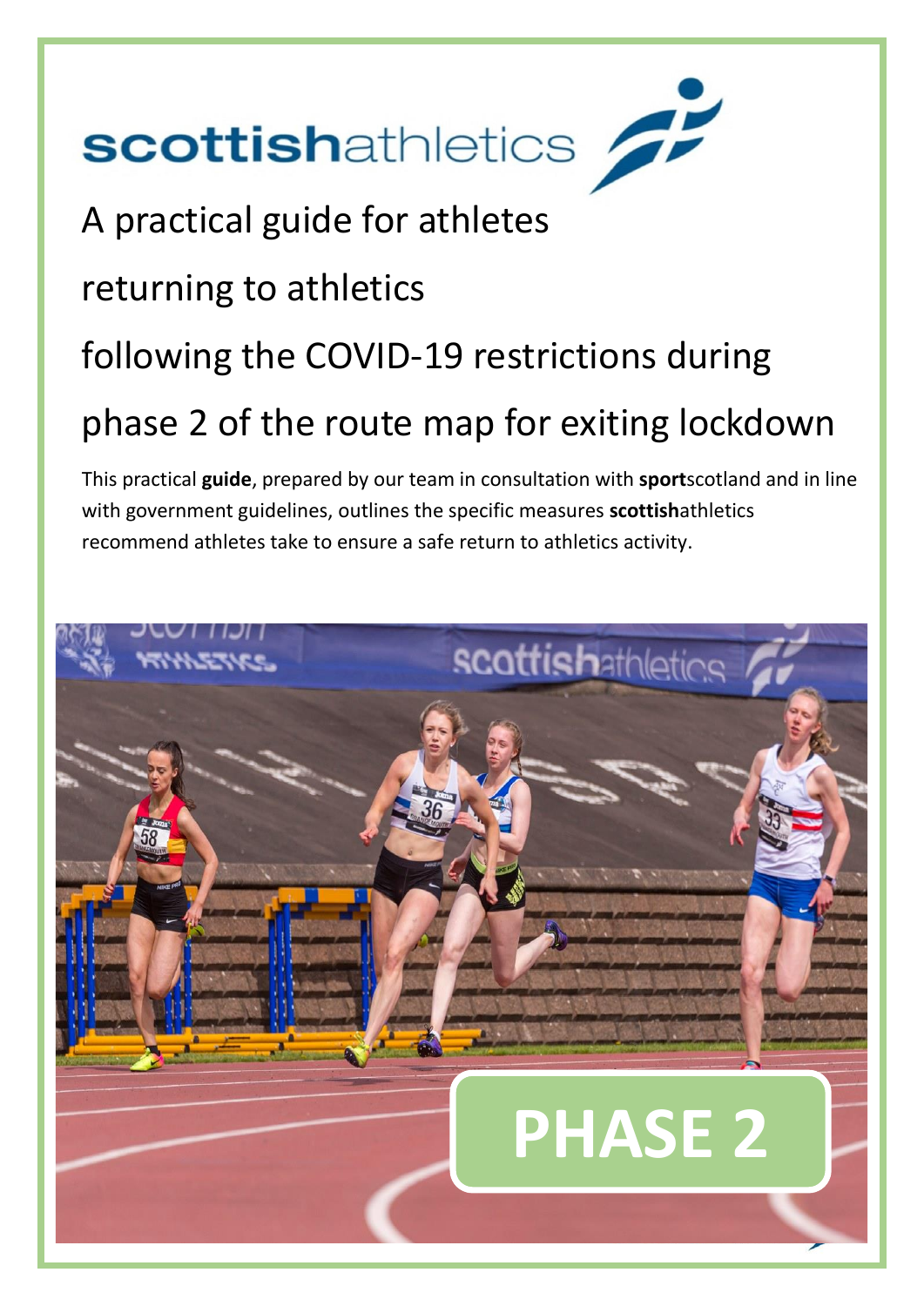**scottish**athletics

# A practical guide for athletes returning to athletics following the COVID-19 restrictions during phase 2 of the route map for exiting lockdown

This practical **guide**, prepared by our team in consultation with **sport**scotland and in line with government guidelines, outlines the specific measures **scottish**athletics recommend athletes take to ensure a safe return to athletics activity.

**PHASE 2**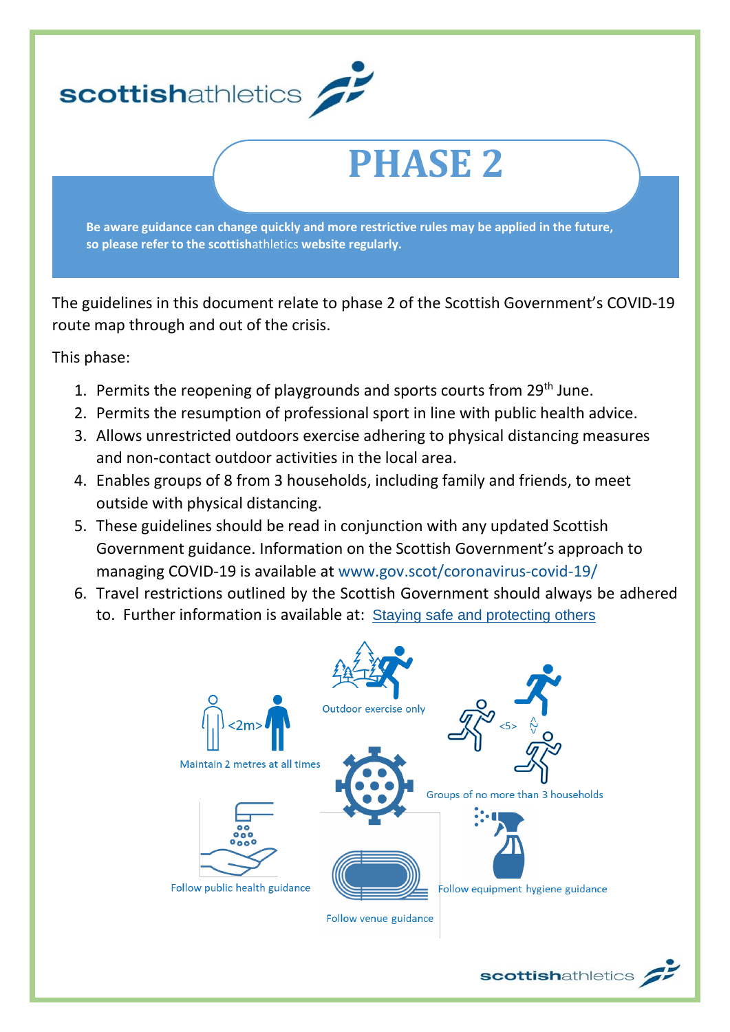scottishathletics

# PHASE 2

**Be aware guidance can change quickly and more restrictive rules may be applied in the future, so please refer to the scottishathletics website regularly.**

The guidelines in this document relate to phase 2 of the Scottish Government's COVID-19 route map through and out of the crisis.

This phase:

1. Permits the reopening of playgrounds and sports courts from 29th June.
2. Permits the resumption of professional sport in line with public health advice.
3. Allows unrestricted outdoors exercise adhering to physical distancing measures and non-contact outdoor activities in the local area.
4. Enables groups of 8 from 3 households, including family and friends, to meet outside with physical distancing.
5. These guidelines should be read in conjunction with any updated Scottish Government guidance. Information on the Scottish Government's approach to managing COVID-19 is available at www.gov.scot/coronavirus-covid-19/
6. Travel restrictions outlined by the Scottish Government should always be adhered to. Further information is available at: Staying safe and protecting others

Outdoor exercise only

<2m> Maintain 2 metres at all times

<5> Groups of no more than 3 households

Follow public health guidance

Follow equipment hygiene guidance

Follow venue guidance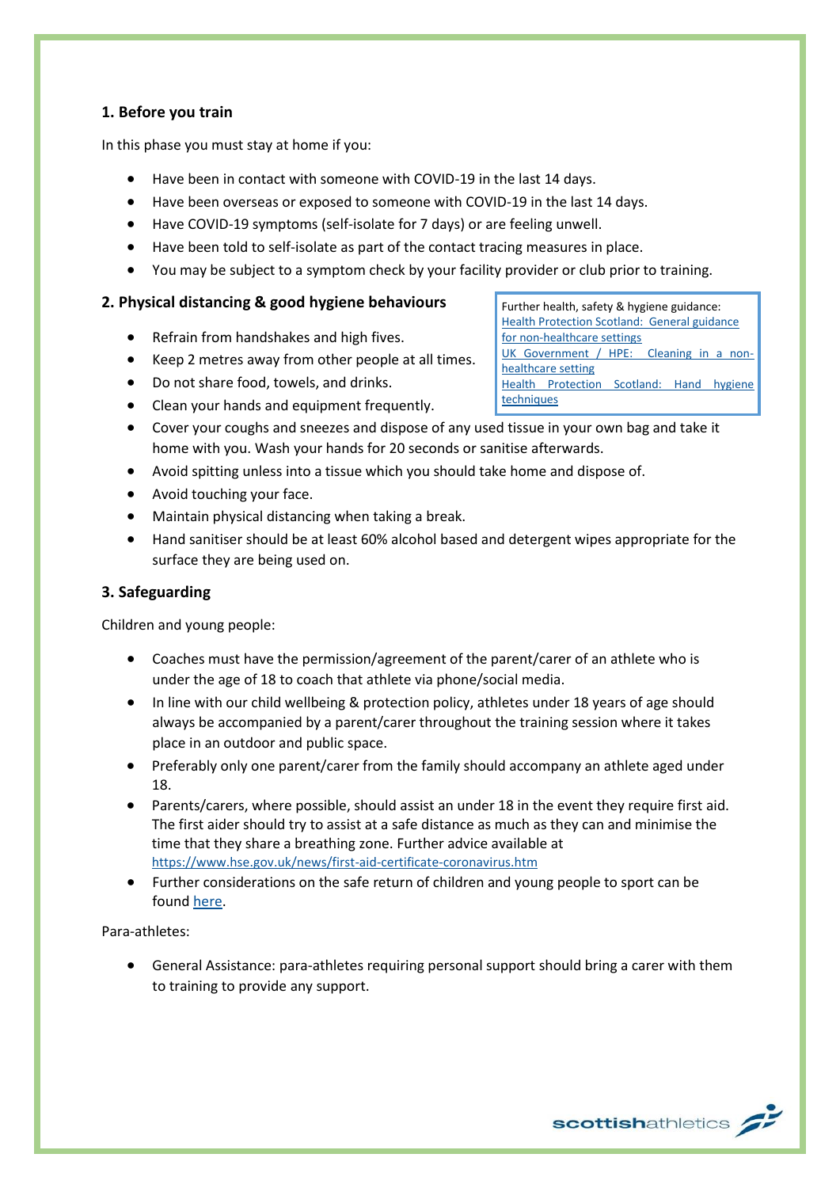## 1. Before you train

In this phase you must stay at home if you:

- Have been in contact with someone with COVID-19 in the last 14 days.
- Have been overseas or exposed to someone with COVID-19 in the last 14 days.
- Have COVID-19 symptoms (self-isolate for 7 days) or are feeling unwell.
- Have been told to self-isolate as part of the contact tracing measures in place.
- You may be subject to a symptom check by your facility provider or club prior to training.

## 2. Physical distancing & good hygiene behaviours

> Further health, safety & hygiene guidance:
> Health Protection Scotland: General guidance for non-healthcare settings
> UK Government / HPE: Cleaning in a non-healthcare setting
> Health Protection Scotland: Hand hygiene techniques

- Refrain from handshakes and high fives.
- Keep 2 metres away from other people at all times.
- Do not share food, towels, and drinks.
- Clean your hands and equipment frequently.
- Cover your coughs and sneezes and dispose of any used tissue in your own bag and take it home with you. Wash your hands for 20 seconds or sanitise afterwards.
- Avoid spitting unless into a tissue which you should take home and dispose of.
- Avoid touching your face.
- Maintain physical distancing when taking a break.
- Hand sanitiser should be at least 60% alcohol based and detergent wipes appropriate for the surface they are being used on.

## 3. Safeguarding

Children and young people:

- Coaches must have the permission/agreement of the parent/carer of an athlete who is under the age of 18 to coach that athlete via phone/social media.
- In line with our child wellbeing & protection policy, athletes under 18 years of age should always be accompanied by a parent/carer throughout the training session where it takes place in an outdoor and public space.
- Preferably only one parent/carer from the family should accompany an athlete aged under 18.
- Parents/carers, where possible, should assist an under 18 in the event they require first aid. The first aider should try to assist at a safe distance as much as they can and minimise the time that they share a breathing zone. Further advice available at https://www.hse.gov.uk/news/first-aid-certificate-coronavirus.htm
- Further considerations on the safe return of children and young people to sport can be found here.

Para-athletes:

- General Assistance: para-athletes requiring personal support should bring a carer with them to training to provide any support.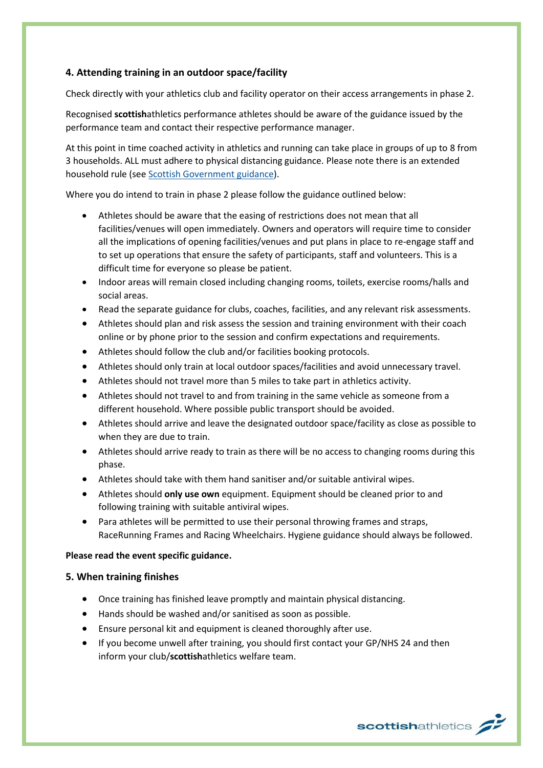## 4. Attending training in an outdoor space/facility

Check directly with your athletics club and facility operator on their access arrangements in phase 2.

Recognised **scottish**athletics performance athletes should be aware of the guidance issued by the performance team and contact their respective performance manager.

At this point in time coached activity in athletics and running can take place in groups of up to 8 from 3 households. ALL must adhere to physical distancing guidance. Please note there is an extended household rule (see [Scottish Government guidance](#)).

Where you do intend to train in phase 2 please follow the guidance outlined below:

- Athletes should be aware that the easing of restrictions does not mean that all facilities/venues will open immediately. Owners and operators will require time to consider all the implications of opening facilities/venues and put plans in place to re-engage staff and to set up operations that ensure the safety of participants, staff and volunteers. This is a difficult time for everyone so please be patient.
- Indoor areas will remain closed including changing rooms, toilets, exercise rooms/halls and social areas.
- Read the separate guidance for clubs, coaches, facilities, and any relevant risk assessments.
- Athletes should plan and risk assess the session and training environment with their coach online or by phone prior to the session and confirm expectations and requirements.
- Athletes should follow the club and/or facilities booking protocols.
- Athletes should only train at local outdoor spaces/facilities and avoid unnecessary travel.
- Athletes should not travel more than 5 miles to take part in athletics activity.
- Athletes should not travel to and from training in the same vehicle as someone from a different household. Where possible public transport should be avoided.
- Athletes should arrive and leave the designated outdoor space/facility as close as possible to when they are due to train.
- Athletes should arrive ready to train as there will be no access to changing rooms during this phase.
- Athletes should take with them hand sanitiser and/or suitable antiviral wipes.
- Athletes should **only use own** equipment. Equipment should be cleaned prior to and following training with suitable antiviral wipes.
- Para athletes will be permitted to use their personal throwing frames and straps, RaceRunning Frames and Racing Wheelchairs. Hygiene guidance should always be followed.

**Please read the event specific guidance.**

## 5. When training finishes

- Once training has finished leave promptly and maintain physical distancing.
- Hands should be washed and/or sanitised as soon as possible.
- Ensure personal kit and equipment is cleaned thoroughly after use.
- If you become unwell after training, you should first contact your GP/NHS 24 and then inform your club/**scottish**athletics welfare team.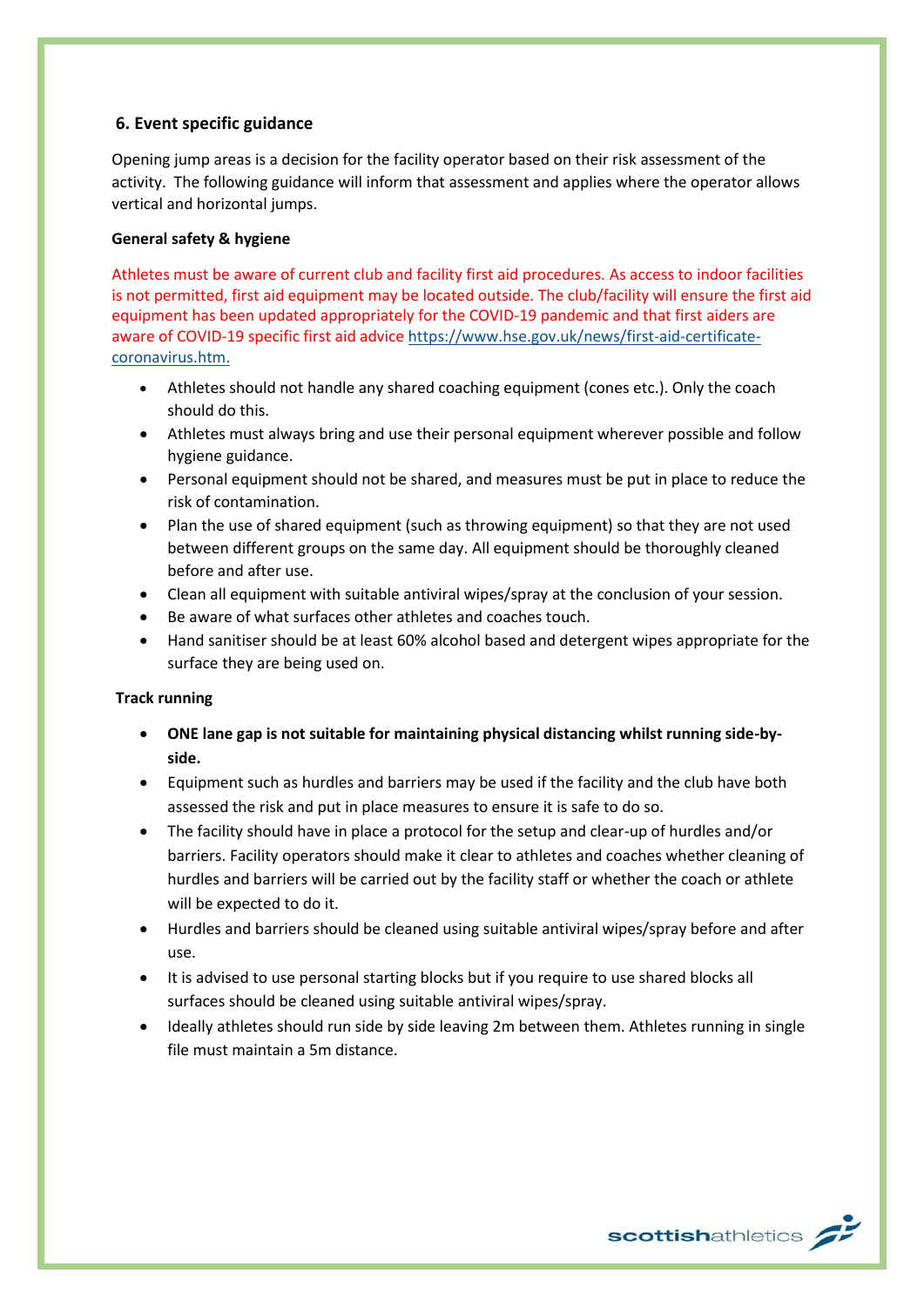## 6. Event specific guidance

Opening jump areas is a decision for the facility operator based on their risk assessment of the activity. The following guidance will inform that assessment and applies where the operator allows vertical and horizontal jumps.

**General safety & hygiene**

Athletes must be aware of current club and facility first aid procedures. As access to indoor facilities is not permitted, first aid equipment may be located outside. The club/facility will ensure the first aid equipment has been updated appropriately for the COVID-19 pandemic and that first aiders are aware of COVID-19 specific first aid advice https://www.hse.gov.uk/news/first-aid-certificate-coronavirus.htm.

- Athletes should not handle any shared coaching equipment (cones etc.). Only the coach should do this.
- Athletes must always bring and use their personal equipment wherever possible and follow hygiene guidance.
- Personal equipment should not be shared, and measures must be put in place to reduce the risk of contamination.
- Plan the use of shared equipment (such as throwing equipment) so that they are not used between different groups on the same day. All equipment should be thoroughly cleaned before and after use.
- Clean all equipment with suitable antiviral wipes/spray at the conclusion of your session.
- Be aware of what surfaces other athletes and coaches touch.
- Hand sanitiser should be at least 60% alcohol based and detergent wipes appropriate for the surface they are being used on.

**Track running**

- **ONE lane gap is not suitable for maintaining physical distancing whilst running side-by-side.**
- Equipment such as hurdles and barriers may be used if the facility and the club have both assessed the risk and put in place measures to ensure it is safe to do so.
- The facility should have in place a protocol for the setup and clear-up of hurdles and/or barriers. Facility operators should make it clear to athletes and coaches whether cleaning of hurdles and barriers will be carried out by the facility staff or whether the coach or athlete will be expected to do it.
- Hurdles and barriers should be cleaned using suitable antiviral wipes/spray before and after use.
- It is advised to use personal starting blocks but if you require to use shared blocks all surfaces should be cleaned using suitable antiviral wipes/spray.
- Ideally athletes should run side by side leaving 2m between them. Athletes running in single file must maintain a 5m distance.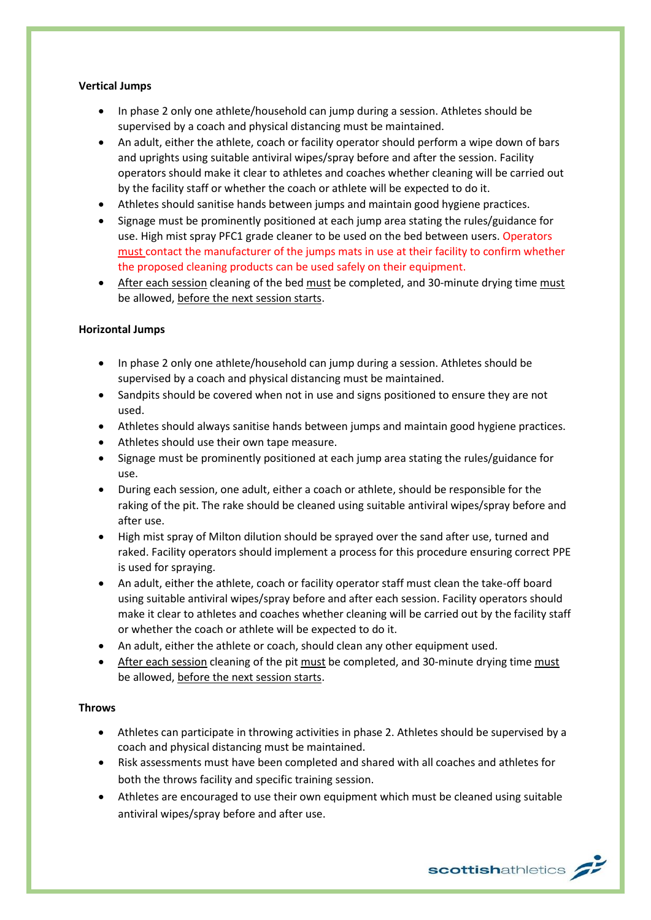**Vertical Jumps**

- In phase 2 only one athlete/household can jump during a session. Athletes should be supervised by a coach and physical distancing must be maintained.
- An adult, either the athlete, coach or facility operator should perform a wipe down of bars and uprights using suitable antiviral wipes/spray before and after the session. Facility operators should make it clear to athletes and coaches whether cleaning will be carried out by the facility staff or whether the coach or athlete will be expected to do it.
- Athletes should sanitise hands between jumps and maintain good hygiene practices.
- Signage must be prominently positioned at each jump area stating the rules/guidance for use. High mist spray PFC1 grade cleaner to be used on the bed between users. Operators must contact the manufacturer of the jumps mats in use at their facility to confirm whether the proposed cleaning products can be used safely on their equipment.
- After each session cleaning of the bed must be completed, and 30-minute drying time must be allowed, before the next session starts.

**Horizontal Jumps**

- In phase 2 only one athlete/household can jump during a session. Athletes should be supervised by a coach and physical distancing must be maintained.
- Sandpits should be covered when not in use and signs positioned to ensure they are not used.
- Athletes should always sanitise hands between jumps and maintain good hygiene practices.
- Athletes should use their own tape measure.
- Signage must be prominently positioned at each jump area stating the rules/guidance for use.
- During each session, one adult, either a coach or athlete, should be responsible for the raking of the pit. The rake should be cleaned using suitable antiviral wipes/spray before and after use.
- High mist spray of Milton dilution should be sprayed over the sand after use, turned and raked. Facility operators should implement a process for this procedure ensuring correct PPE is used for spraying.
- An adult, either the athlete, coach or facility operator staff must clean the take-off board using suitable antiviral wipes/spray before and after each session. Facility operators should make it clear to athletes and coaches whether cleaning will be carried out by the facility staff or whether the coach or athlete will be expected to do it.
- An adult, either the athlete or coach, should clean any other equipment used.
- After each session cleaning of the pit must be completed, and 30-minute drying time must be allowed, before the next session starts.

**Throws**

- Athletes can participate in throwing activities in phase 2. Athletes should be supervised by a coach and physical distancing must be maintained.
- Risk assessments must have been completed and shared with all coaches and athletes for both the throws facility and specific training session.
- Athletes are encouraged to use their own equipment which must be cleaned using suitable antiviral wipes/spray before and after use.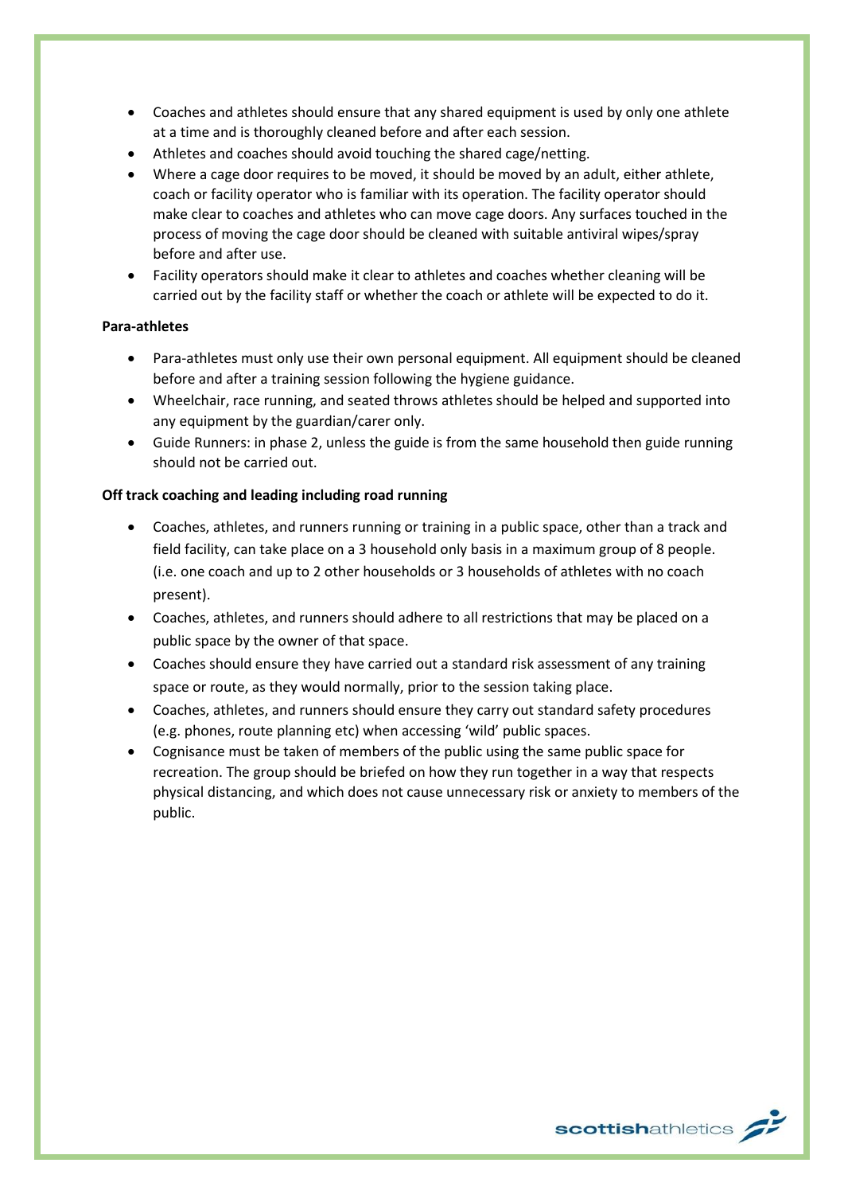- Coaches and athletes should ensure that any shared equipment is used by only one athlete at a time and is thoroughly cleaned before and after each session.
- Athletes and coaches should avoid touching the shared cage/netting.
- Where a cage door requires to be moved, it should be moved by an adult, either athlete, coach or facility operator who is familiar with its operation. The facility operator should make clear to coaches and athletes who can move cage doors. Any surfaces touched in the process of moving the cage door should be cleaned with suitable antiviral wipes/spray before and after use.
- Facility operators should make it clear to athletes and coaches whether cleaning will be carried out by the facility staff or whether the coach or athlete will be expected to do it.

**Para-athletes**

- Para-athletes must only use their own personal equipment. All equipment should be cleaned before and after a training session following the hygiene guidance.
- Wheelchair, race running, and seated throws athletes should be helped and supported into any equipment by the guardian/carer only.
- Guide Runners: in phase 2, unless the guide is from the same household then guide running should not be carried out.

**Off track coaching and leading including road running**

- Coaches, athletes, and runners running or training in a public space, other than a track and field facility, can take place on a 3 household only basis in a maximum group of 8 people. (i.e. one coach and up to 2 other households or 3 households of athletes with no coach present).
- Coaches, athletes, and runners should adhere to all restrictions that may be placed on a public space by the owner of that space.
- Coaches should ensure they have carried out a standard risk assessment of any training space or route, as they would normally, prior to the session taking place.
- Coaches, athletes, and runners should ensure they carry out standard safety procedures (e.g. phones, route planning etc) when accessing 'wild' public spaces.
- Cognisance must be taken of members of the public using the same public space for recreation. The group should be briefed on how they run together in a way that respects physical distancing, and which does not cause unnecessary risk or anxiety to members of the public.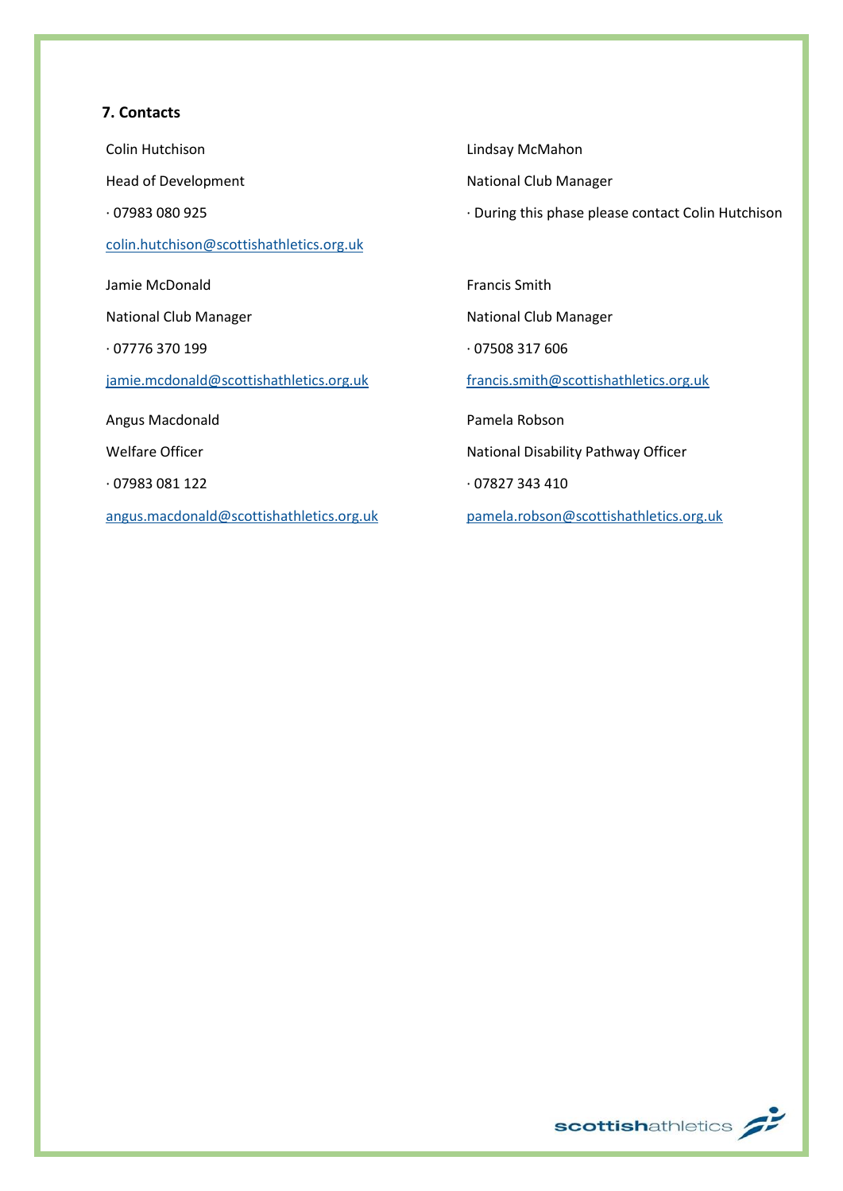**7. Contacts**

Colin Hutchison

Head of Development

· 07983 080 925

colin.hutchison@scottishathletics.org.uk

Lindsay McMahon

National Club Manager

· During this phase please contact Colin Hutchison

Jamie McDonald

National Club Manager

· 07776 370 199

jamie.mcdonald@scottishathletics.org.uk

Francis Smith

National Club Manager

· 07508 317 606

francis.smith@scottishathletics.org.uk

Angus Macdonald

Welfare Officer

· 07983 081 122

angus.macdonald@scottishathletics.org.uk

Pamela Robson

National Disability Pathway Officer

· 07827 343 410

pamela.robson@scottishathletics.org.uk